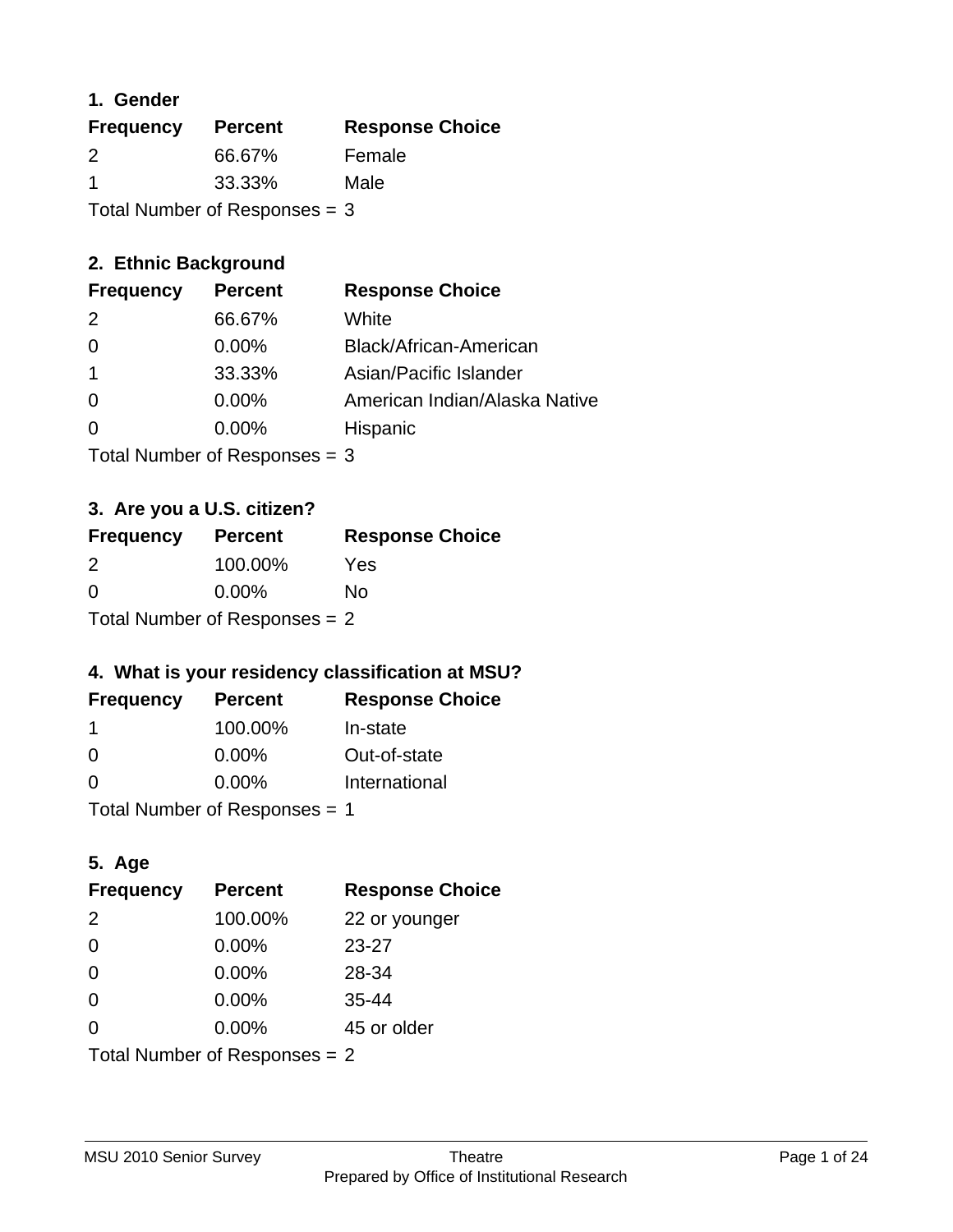## 1. Gender

| Frequency | Percent | Response Choice |
| --- | --- | --- |
| 2 | 66.67% | Female |
| 1 | 33.33% | Male |

Total Number of Responses = 3

## 2. Ethnic Background

| Frequency | Percent | Response Choice |
| --- | --- | --- |
| 2 | 66.67% | White |
| 0 | 0.00% | Black/African-American |
| 1 | 33.33% | Asian/Pacific Islander |
| 0 | 0.00% | American Indian/Alaska Native |
| 0 | 0.00% | Hispanic |

Total Number of Responses = 3

## 3. Are you a U.S. citizen?

| Frequency | Percent | Response Choice |
| --- | --- | --- |
| 2 | 100.00% | Yes |
| 0 | 0.00% | No |

Total Number of Responses = 2

## 4. What is your residency classification at MSU?

| Frequency | Percent | Response Choice |
| --- | --- | --- |
| 1 | 100.00% | In-state |
| 0 | 0.00% | Out-of-state |
| 0 | 0.00% | International |

Total Number of Responses = 1

## 5. Age

| Frequency | Percent | Response Choice |
| --- | --- | --- |
| 2 | 100.00% | 22 or younger |
| 0 | 0.00% | 23-27 |
| 0 | 0.00% | 28-34 |
| 0 | 0.00% | 35-44 |
| 0 | 0.00% | 45 or older |

Total Number of Responses = 2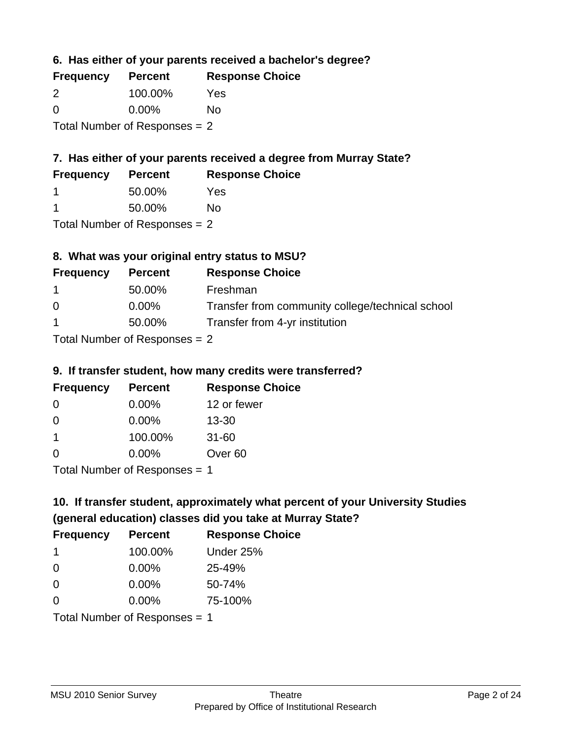### 6. Has either of your parents received a bachelor's degree?

| Frequency | Percent | Response Choice |
|---|---|---|
| 2 | 100.00% | Yes |
| 0 | 0.00% | No |

Total Number of Responses = 2

### 7. Has either of your parents received a degree from Murray State?

| Frequency | Percent | Response Choice |
|---|---|---|
| 1 | 50.00% | Yes |
| 1 | 50.00% | No |

Total Number of Responses = 2

### 8. What was your original entry status to MSU?

| Frequency | Percent | Response Choice |
|---|---|---|
| 1 | 50.00% | Freshman |
| 0 | 0.00% | Transfer from community college/technical school |
| 1 | 50.00% | Transfer from 4-yr institution |

Total Number of Responses = 2

### 9. If transfer student, how many credits were transferred?

| Frequency | Percent | Response Choice |
|---|---|---|
| 0 | 0.00% | 12 or fewer |
| 0 | 0.00% | 13-30 |
| 1 | 100.00% | 31-60 |
| 0 | 0.00% | Over 60 |

Total Number of Responses = 1

### 10. If transfer student, approximately what percent of your University Studies (general education) classes did you take at Murray State?

| Frequency | Percent | Response Choice |
|---|---|---|
| 1 | 100.00% | Under 25% |
| 0 | 0.00% | 25-49% |
| 0 | 0.00% | 50-74% |
| 0 | 0.00% | 75-100% |

Total Number of Responses = 1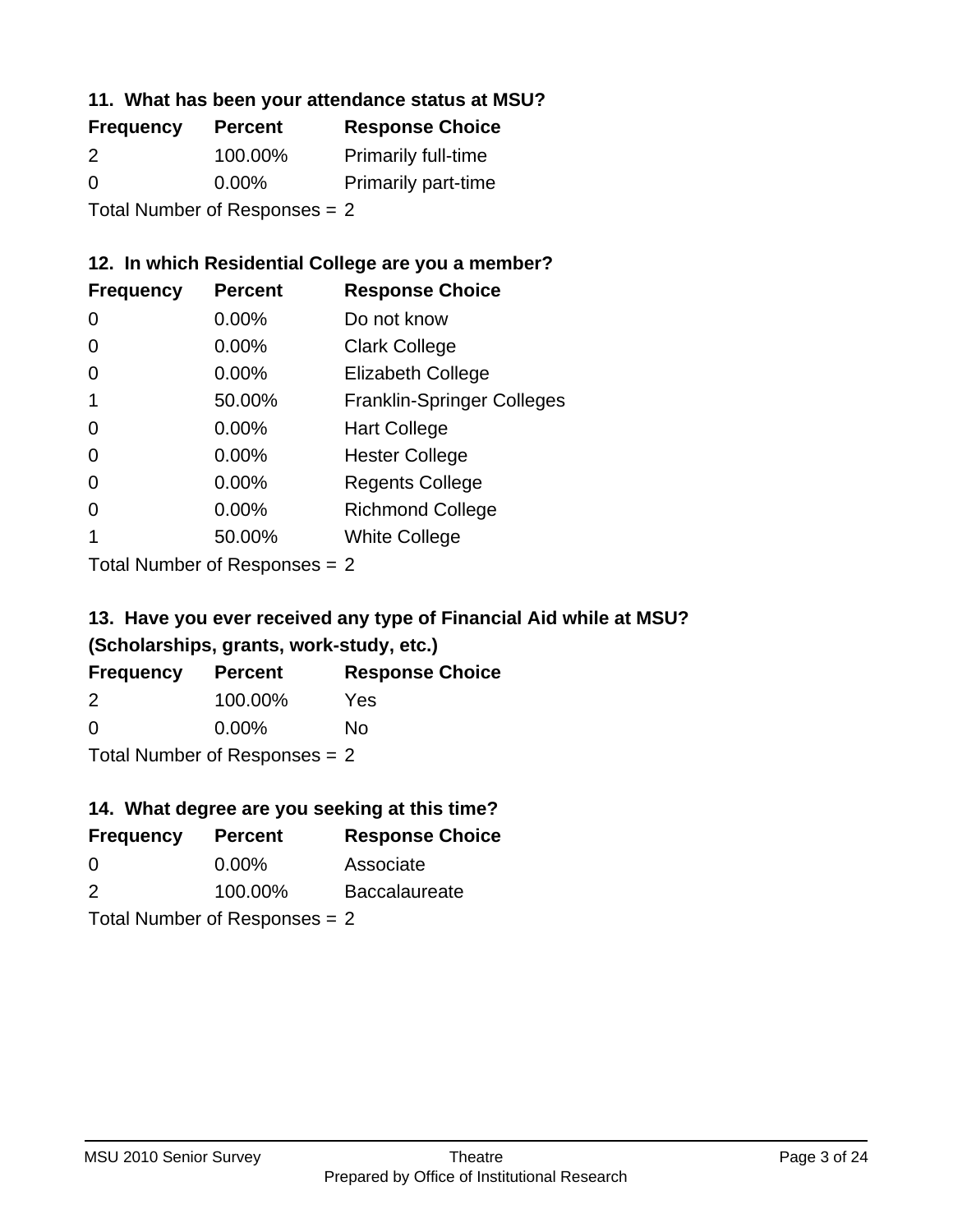### 11. What has been your attendance status at MSU?

| Frequency | Percent | Response Choice |
|---|---|---|
| 2 | 100.00% | Primarily full-time |
| 0 | 0.00% | Primarily part-time |

Total Number of Responses = 2

### 12. In which Residential College are you a member?

| Frequency | Percent | Response Choice |
|---|---|---|
| 0 | 0.00% | Do not know |
| 0 | 0.00% | Clark College |
| 0 | 0.00% | Elizabeth College |
| 1 | 50.00% | Franklin-Springer Colleges |
| 0 | 0.00% | Hart College |
| 0 | 0.00% | Hester College |
| 0 | 0.00% | Regents College |
| 0 | 0.00% | Richmond College |
| 1 | 50.00% | White College |

Total Number of Responses = 2

### 13. Have you ever received any type of Financial Aid while at MSU? (Scholarships, grants, work-study, etc.)

| Frequency | Percent | Response Choice |
|---|---|---|
| 2 | 100.00% | Yes |
| 0 | 0.00% | No |

Total Number of Responses = 2

### 14. What degree are you seeking at this time?

| Frequency | Percent | Response Choice |
|---|---|---|
| 0 | 0.00% | Associate |
| 2 | 100.00% | Baccalaureate |

Total Number of Responses = 2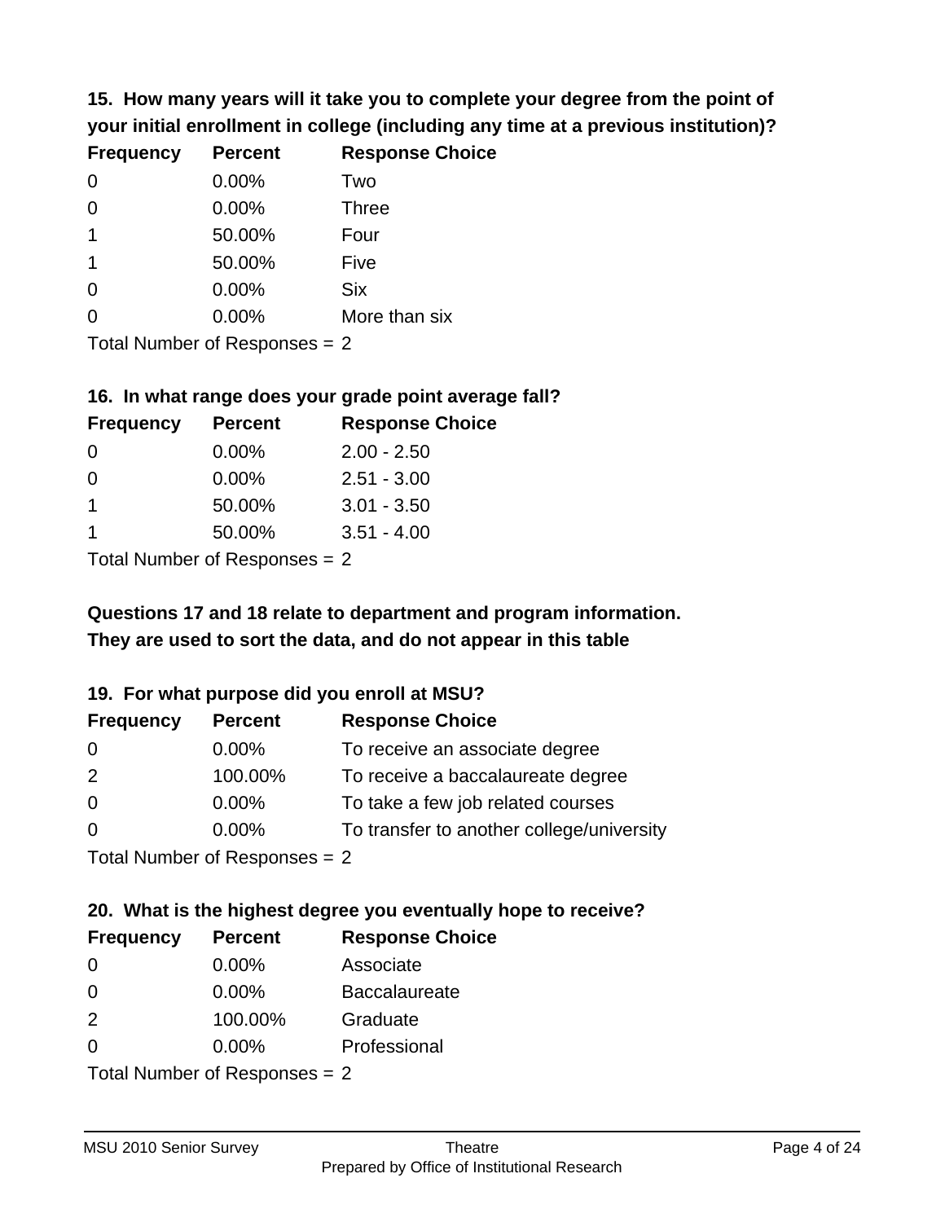### 15. How many years will it take you to complete your degree from the point of your initial enrollment in college (including any time at a previous institution)?

| Frequency | Percent | Response Choice |
|---|---|---|
| 0 | 0.00% | Two |
| 0 | 0.00% | Three |
| 1 | 50.00% | Four |
| 1 | 50.00% | Five |
| 0 | 0.00% | Six |
| 0 | 0.00% | More than six |

Total Number of Responses = 2

### 16. In what range does your grade point average fall?

| Frequency | Percent | Response Choice |
|---|---|---|
| 0 | 0.00% | 2.00 - 2.50 |
| 0 | 0.00% | 2.51 - 3.00 |
| 1 | 50.00% | 3.01 - 3.50 |
| 1 | 50.00% | 3.51 - 4.00 |

Total Number of Responses = 2

**Questions 17 and 18 relate to department and program information. They are used to sort the data, and do not appear in this table**

### 19. For what purpose did you enroll at MSU?

| Frequency | Percent | Response Choice |
|---|---|---|
| 0 | 0.00% | To receive an associate degree |
| 2 | 100.00% | To receive a baccalaureate degree |
| 0 | 0.00% | To take a few job related courses |
| 0 | 0.00% | To transfer to another college/university |

Total Number of Responses = 2

### 20. What is the highest degree you eventually hope to receive?

| Frequency | Percent | Response Choice |
|---|---|---|
| 0 | 0.00% | Associate |
| 0 | 0.00% | Baccalaureate |
| 2 | 100.00% | Graduate |
| 0 | 0.00% | Professional |

Total Number of Responses = 2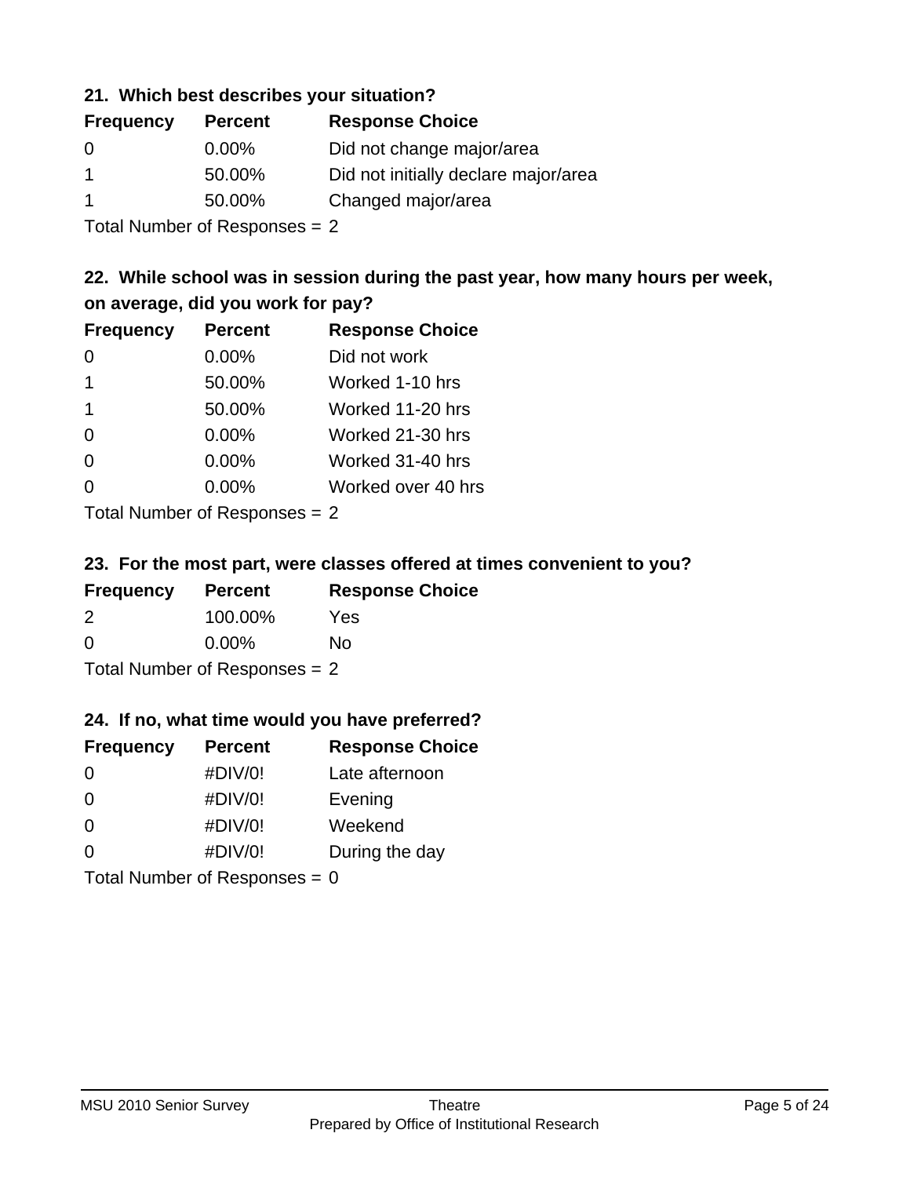### 21. Which best describes your situation?

| Frequency | Percent | Response Choice |
|---|---|---|
| 0 | 0.00% | Did not change major/area |
| 1 | 50.00% | Did not initially declare major/area |
| 1 | 50.00% | Changed major/area |

Total Number of Responses = 2

### 22. While school was in session during the past year, how many hours per week, on average, did you work for pay?

| Frequency | Percent | Response Choice |
|---|---|---|
| 0 | 0.00% | Did not work |
| 1 | 50.00% | Worked 1-10 hrs |
| 1 | 50.00% | Worked 11-20 hrs |
| 0 | 0.00% | Worked 21-30 hrs |
| 0 | 0.00% | Worked 31-40 hrs |
| 0 | 0.00% | Worked over 40 hrs |

Total Number of Responses = 2

### 23. For the most part, were classes offered at times convenient to you?

| Frequency | Percent | Response Choice |
|---|---|---|
| 2 | 100.00% | Yes |
| 0 | 0.00% | No |

Total Number of Responses = 2

### 24. If no, what time would you have preferred?

| Frequency | Percent | Response Choice |
|---|---|---|
| 0 | #DIV/0! | Late afternoon |
| 0 | #DIV/0! | Evening |
| 0 | #DIV/0! | Weekend |
| 0 | #DIV/0! | During the day |

Total Number of Responses = 0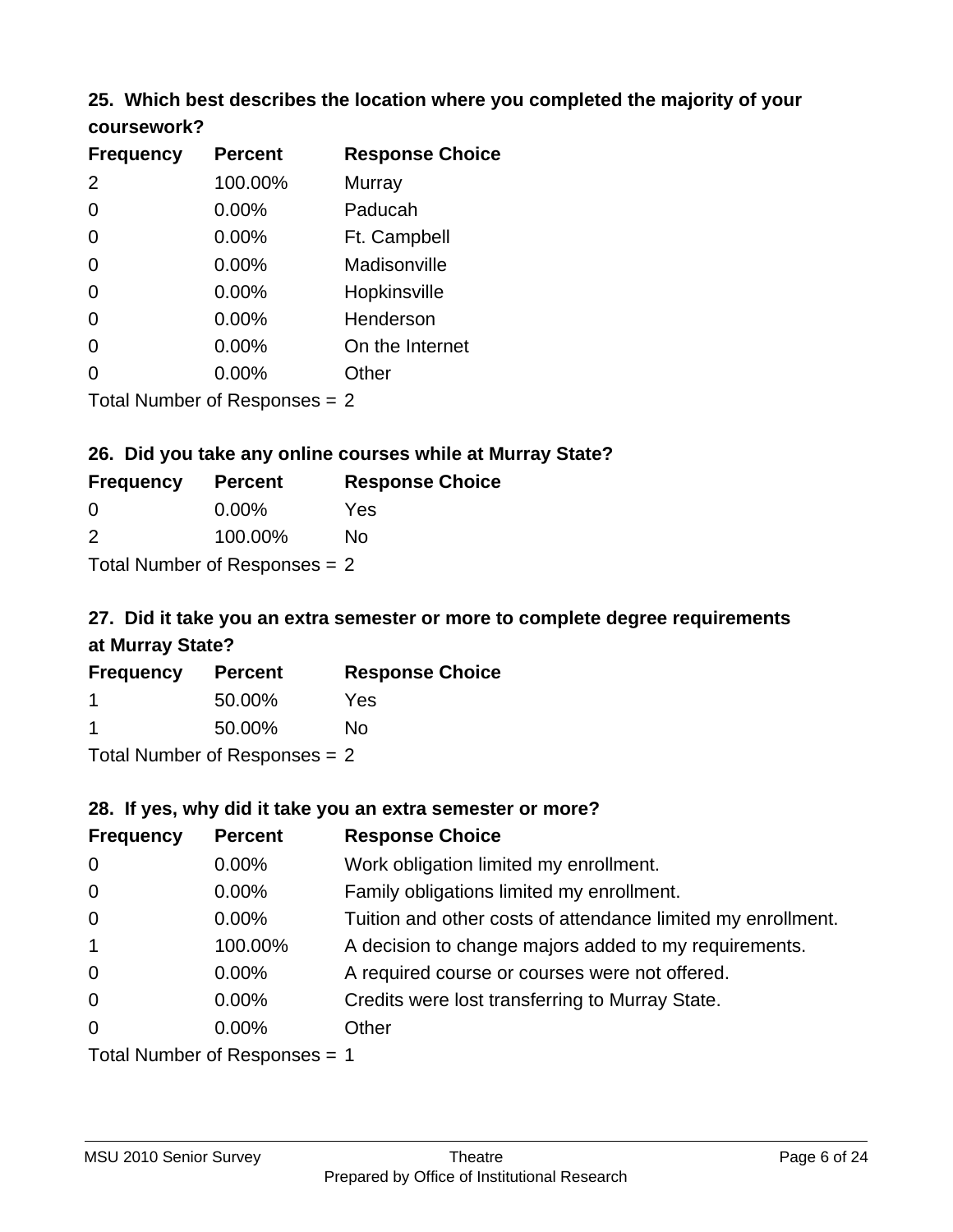### 25. Which best describes the location where you completed the majority of your coursework?

| Frequency | Percent | Response Choice |
| --- | --- | --- |
| 2 | 100.00% | Murray |
| 0 | 0.00% | Paducah |
| 0 | 0.00% | Ft. Campbell |
| 0 | 0.00% | Madisonville |
| 0 | 0.00% | Hopkinsville |
| 0 | 0.00% | Henderson |
| 0 | 0.00% | On the Internet |
| 0 | 0.00% | Other |

Total Number of Responses = 2

### 26. Did you take any online courses while at Murray State?

| Frequency | Percent | Response Choice |
| --- | --- | --- |
| 0 | 0.00% | Yes |
| 2 | 100.00% | No |

Total Number of Responses = 2

### 27. Did it take you an extra semester or more to complete degree requirements at Murray State?

| Frequency | Percent | Response Choice |
| --- | --- | --- |
| 1 | 50.00% | Yes |
| 1 | 50.00% | No |

Total Number of Responses = 2

### 28. If yes, why did it take you an extra semester or more?

| Frequency | Percent | Response Choice |
| --- | --- | --- |
| 0 | 0.00% | Work obligation limited my enrollment. |
| 0 | 0.00% | Family obligations limited my enrollment. |
| 0 | 0.00% | Tuition and other costs of attendance limited my enrollment. |
| 1 | 100.00% | A decision to change majors added to my requirements. |
| 0 | 0.00% | A required course or courses were not offered. |
| 0 | 0.00% | Credits were lost transferring to Murray State. |
| 0 | 0.00% | Other |

Total Number of Responses = 1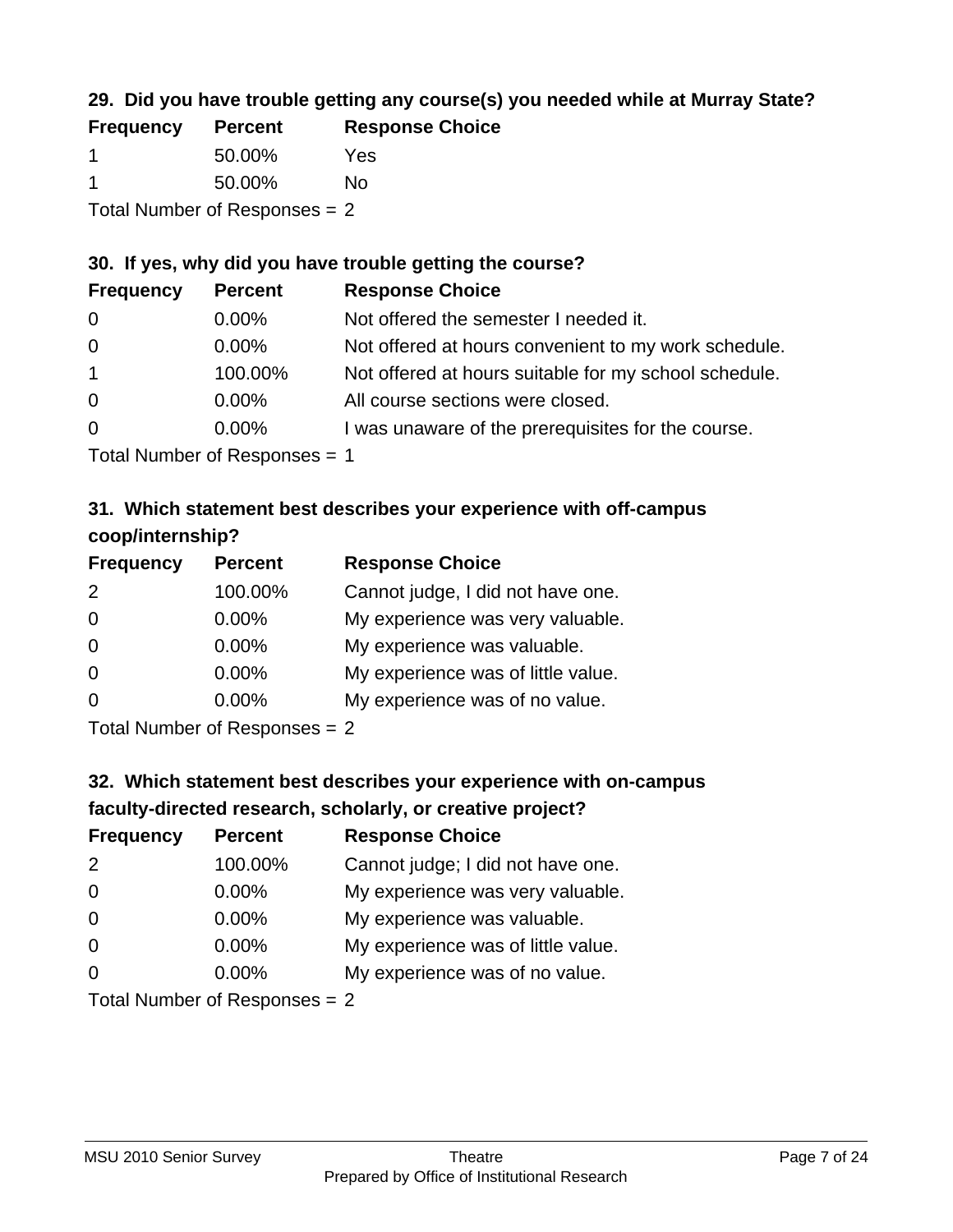**29. Did you have trouble getting any course(s) you needed while at Murray State?**

| Frequency | Percent | Response Choice |
| --- | --- | --- |
| 1 | 50.00% | Yes |
| 1 | 50.00% | No |

Total Number of Responses = 2

**30. If yes, why did you have trouble getting the course?**

| Frequency | Percent | Response Choice |
| --- | --- | --- |
| 0 | 0.00% | Not offered the semester I needed it. |
| 0 | 0.00% | Not offered at hours convenient to my work schedule. |
| 1 | 100.00% | Not offered at hours suitable for my school schedule. |
| 0 | 0.00% | All course sections were closed. |
| 0 | 0.00% | I was unaware of the prerequisites for the course. |

Total Number of Responses = 1

**31. Which statement best describes your experience with off-campus coop/internship?**

| Frequency | Percent | Response Choice |
| --- | --- | --- |
| 2 | 100.00% | Cannot judge, I did not have one. |
| 0 | 0.00% | My experience was very valuable. |
| 0 | 0.00% | My experience was valuable. |
| 0 | 0.00% | My experience was of little value. |
| 0 | 0.00% | My experience was of no value. |

Total Number of Responses = 2

**32. Which statement best describes your experience with on-campus faculty-directed research, scholarly, or creative project?**

| Frequency | Percent | Response Choice |
| --- | --- | --- |
| 2 | 100.00% | Cannot judge; I did not have one. |
| 0 | 0.00% | My experience was very valuable. |
| 0 | 0.00% | My experience was valuable. |
| 0 | 0.00% | My experience was of little value. |
| 0 | 0.00% | My experience was of no value. |

Total Number of Responses = 2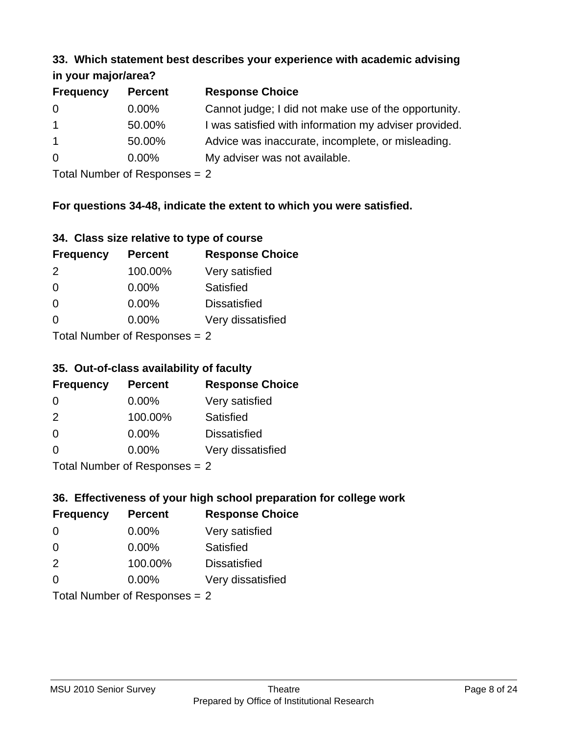### 33. Which statement best describes your experience with academic advising in your major/area?

| Frequency | Percent | Response Choice |
|---|---|---|
| 0 | 0.00% | Cannot judge; I did not make use of the opportunity. |
| 1 | 50.00% | I was satisfied with information my adviser provided. |
| 1 | 50.00% | Advice was inaccurate, incomplete, or misleading. |
| 0 | 0.00% | My adviser was not available. |

Total Number of Responses = 2

### For questions 34-48, indicate the extent to which you were satisfied.

### 34. Class size relative to type of course

| Frequency | Percent | Response Choice |
|---|---|---|
| 2 | 100.00% | Very satisfied |
| 0 | 0.00% | Satisfied |
| 0 | 0.00% | Dissatisfied |
| 0 | 0.00% | Very dissatisfied |

Total Number of Responses = 2

### 35. Out-of-class availability of faculty

| Frequency | Percent | Response Choice |
|---|---|---|
| 0 | 0.00% | Very satisfied |
| 2 | 100.00% | Satisfied |
| 0 | 0.00% | Dissatisfied |
| 0 | 0.00% | Very dissatisfied |

Total Number of Responses = 2

### 36. Effectiveness of your high school preparation for college work

| Frequency | Percent | Response Choice |
|---|---|---|
| 0 | 0.00% | Very satisfied |
| 0 | 0.00% | Satisfied |
| 2 | 100.00% | Dissatisfied |
| 0 | 0.00% | Very dissatisfied |

Total Number of Responses = 2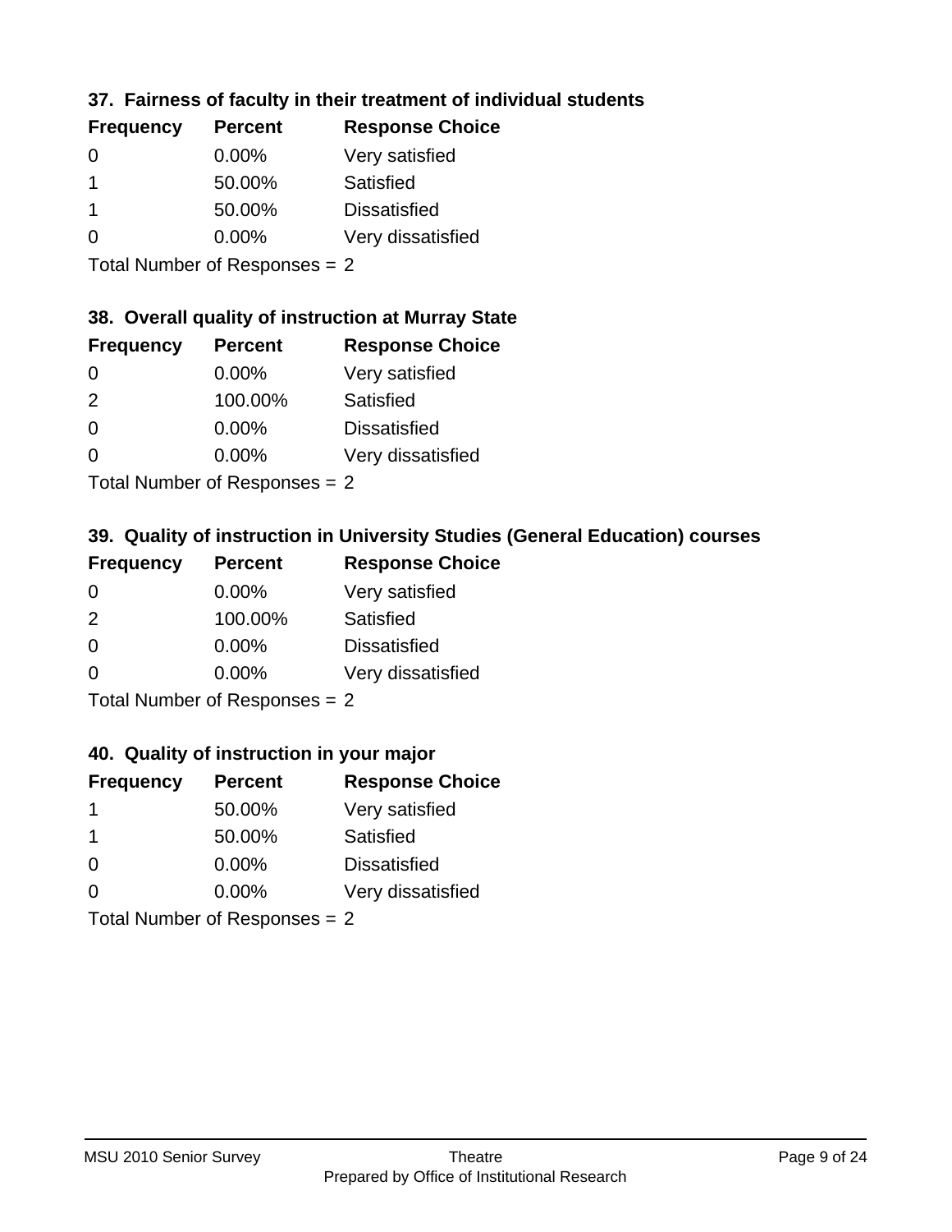### 37. Fairness of faculty in their treatment of individual students

| Frequency | Percent | Response Choice |
|---|---|---|
| 0 | 0.00% | Very satisfied |
| 1 | 50.00% | Satisfied |
| 1 | 50.00% | Dissatisfied |
| 0 | 0.00% | Very dissatisfied |

Total Number of Responses = 2

### 38. Overall quality of instruction at Murray State

| Frequency | Percent | Response Choice |
|---|---|---|
| 0 | 0.00% | Very satisfied |
| 2 | 100.00% | Satisfied |
| 0 | 0.00% | Dissatisfied |
| 0 | 0.00% | Very dissatisfied |

Total Number of Responses = 2

### 39. Quality of instruction in University Studies (General Education) courses

| Frequency | Percent | Response Choice |
|---|---|---|
| 0 | 0.00% | Very satisfied |
| 2 | 100.00% | Satisfied |
| 0 | 0.00% | Dissatisfied |
| 0 | 0.00% | Very dissatisfied |

Total Number of Responses = 2

### 40. Quality of instruction in your major

| Frequency | Percent | Response Choice |
|---|---|---|
| 1 | 50.00% | Very satisfied |
| 1 | 50.00% | Satisfied |
| 0 | 0.00% | Dissatisfied |
| 0 | 0.00% | Very dissatisfied |

Total Number of Responses = 2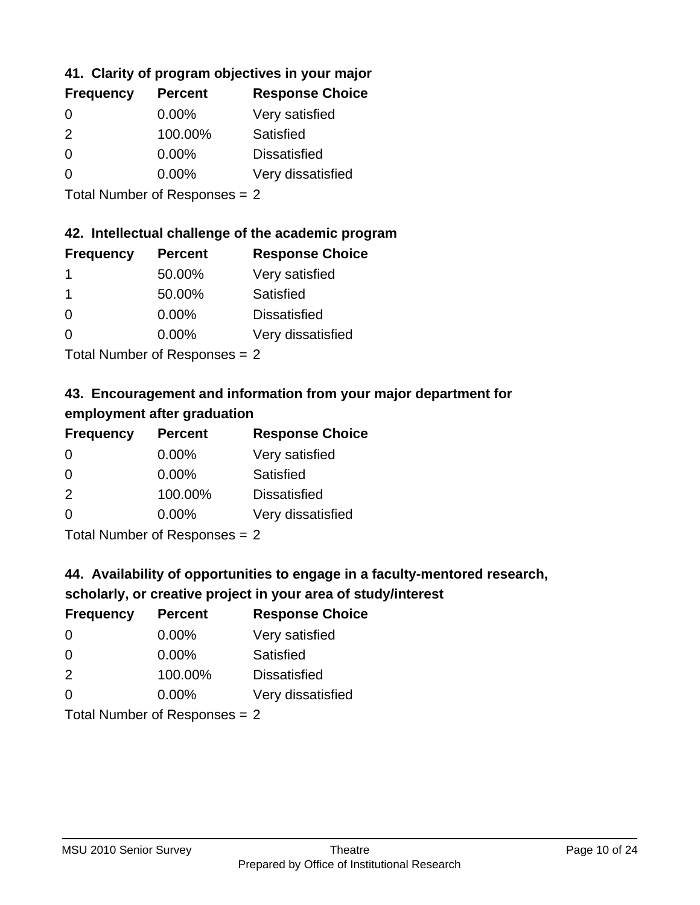### 41. Clarity of program objectives in your major

| Frequency | Percent | Response Choice |
|---|---|---|
| 0 | 0.00% | Very satisfied |
| 2 | 100.00% | Satisfied |
| 0 | 0.00% | Dissatisfied |
| 0 | 0.00% | Very dissatisfied |

Total Number of Responses = 2

### 42. Intellectual challenge of the academic program

| Frequency | Percent | Response Choice |
|---|---|---|
| 1 | 50.00% | Very satisfied |
| 1 | 50.00% | Satisfied |
| 0 | 0.00% | Dissatisfied |
| 0 | 0.00% | Very dissatisfied |

Total Number of Responses = 2

### 43. Encouragement and information from your major department for employment after graduation

| Frequency | Percent | Response Choice |
|---|---|---|
| 0 | 0.00% | Very satisfied |
| 0 | 0.00% | Satisfied |
| 2 | 100.00% | Dissatisfied |
| 0 | 0.00% | Very dissatisfied |

Total Number of Responses = 2

### 44. Availability of opportunities to engage in a faculty-mentored research, scholarly, or creative project in your area of study/interest

| Frequency | Percent | Response Choice |
|---|---|---|
| 0 | 0.00% | Very satisfied |
| 0 | 0.00% | Satisfied |
| 2 | 100.00% | Dissatisfied |
| 0 | 0.00% | Very dissatisfied |

Total Number of Responses = 2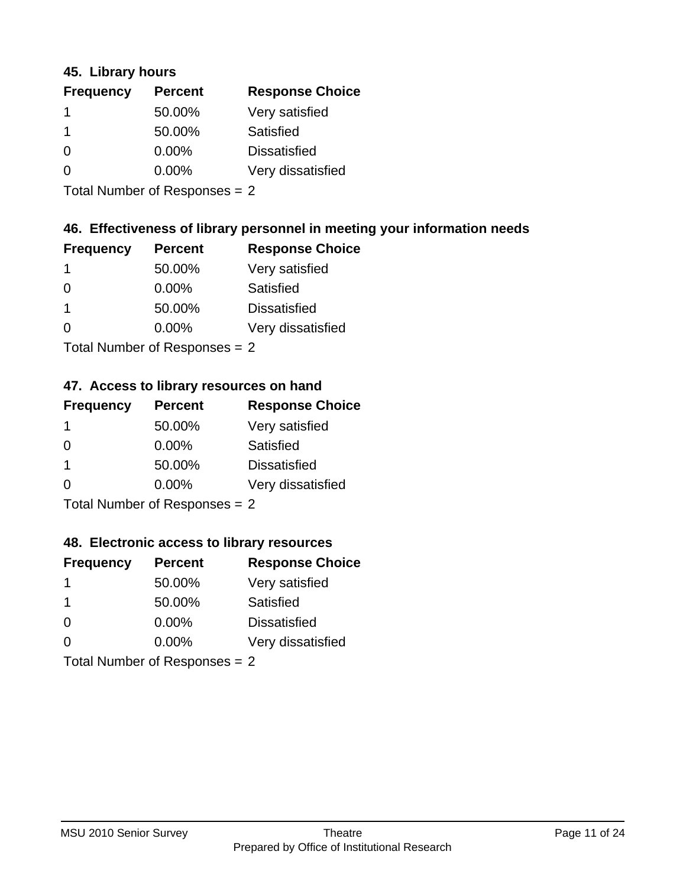### 45. Library hours

| Frequency | Percent | Response Choice |
|---|---|---|
| 1 | 50.00% | Very satisfied |
| 1 | 50.00% | Satisfied |
| 0 | 0.00% | Dissatisfied |
| 0 | 0.00% | Very dissatisfied |

Total Number of Responses = 2

### 46. Effectiveness of library personnel in meeting your information needs

| Frequency | Percent | Response Choice |
|---|---|---|
| 1 | 50.00% | Very satisfied |
| 0 | 0.00% | Satisfied |
| 1 | 50.00% | Dissatisfied |
| 0 | 0.00% | Very dissatisfied |

Total Number of Responses = 2

### 47. Access to library resources on hand

| Frequency | Percent | Response Choice |
|---|---|---|
| 1 | 50.00% | Very satisfied |
| 0 | 0.00% | Satisfied |
| 1 | 50.00% | Dissatisfied |
| 0 | 0.00% | Very dissatisfied |

Total Number of Responses = 2

### 48. Electronic access to library resources

| Frequency | Percent | Response Choice |
|---|---|---|
| 1 | 50.00% | Very satisfied |
| 1 | 50.00% | Satisfied |
| 0 | 0.00% | Dissatisfied |
| 0 | 0.00% | Very dissatisfied |

Total Number of Responses = 2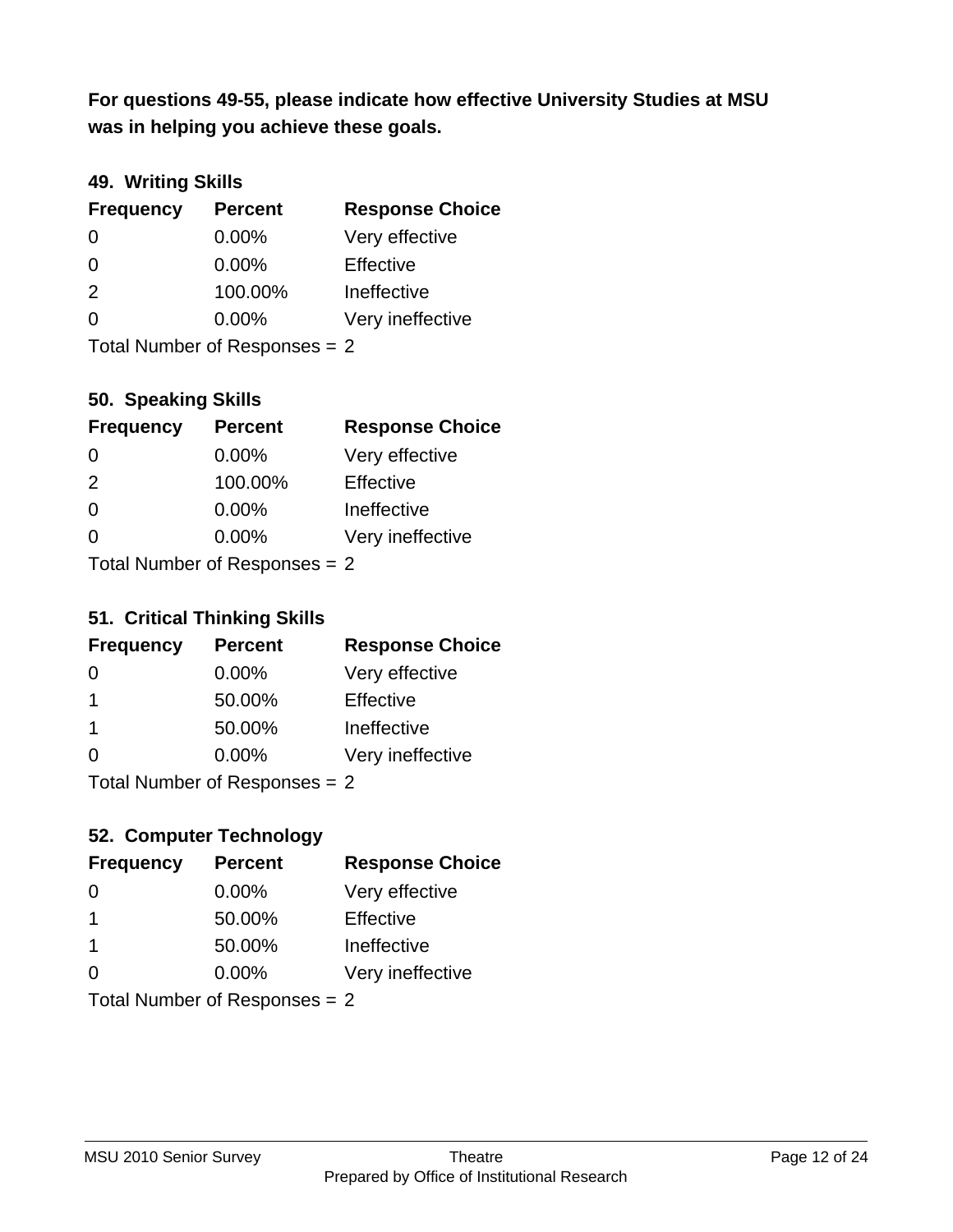**For questions 49-55, please indicate how effective University Studies at MSU was in helping you achieve these goals.**

### 49. Writing Skills

| Frequency | Percent | Response Choice |
|---|---|---|
| 0 | 0.00% | Very effective |
| 0 | 0.00% | Effective |
| 2 | 100.00% | Ineffective |
| 0 | 0.00% | Very ineffective |

Total Number of Responses = 2

### 50. Speaking Skills

| Frequency | Percent | Response Choice |
|---|---|---|
| 0 | 0.00% | Very effective |
| 2 | 100.00% | Effective |
| 0 | 0.00% | Ineffective |
| 0 | 0.00% | Very ineffective |

Total Number of Responses = 2

### 51. Critical Thinking Skills

| Frequency | Percent | Response Choice |
|---|---|---|
| 0 | 0.00% | Very effective |
| 1 | 50.00% | Effective |
| 1 | 50.00% | Ineffective |
| 0 | 0.00% | Very ineffective |

Total Number of Responses = 2

### 52. Computer Technology

| Frequency | Percent | Response Choice |
|---|---|---|
| 0 | 0.00% | Very effective |
| 1 | 50.00% | Effective |
| 1 | 50.00% | Ineffective |
| 0 | 0.00% | Very ineffective |

Total Number of Responses = 2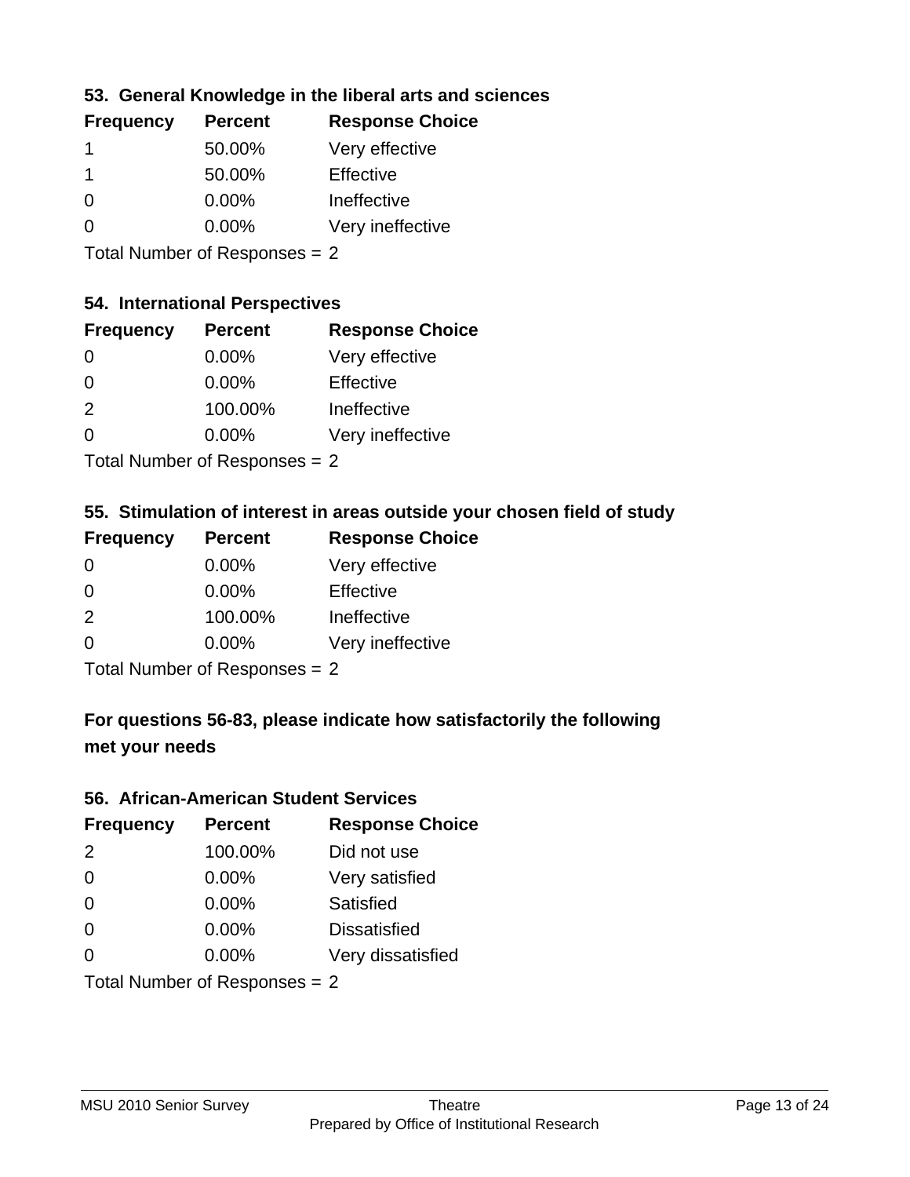### 53. General Knowledge in the liberal arts and sciences

| Frequency | Percent | Response Choice |
|---|---|---|
| 1 | 50.00% | Very effective |
| 1 | 50.00% | Effective |
| 0 | 0.00% | Ineffective |
| 0 | 0.00% | Very ineffective |

Total Number of Responses = 2

### 54. International Perspectives

| Frequency | Percent | Response Choice |
|---|---|---|
| 0 | 0.00% | Very effective |
| 0 | 0.00% | Effective |
| 2 | 100.00% | Ineffective |
| 0 | 0.00% | Very ineffective |

Total Number of Responses = 2

### 55. Stimulation of interest in areas outside your chosen field of study

| Frequency | Percent | Response Choice |
|---|---|---|
| 0 | 0.00% | Very effective |
| 0 | 0.00% | Effective |
| 2 | 100.00% | Ineffective |
| 0 | 0.00% | Very ineffective |

Total Number of Responses = 2

### For questions 56-83, please indicate how satisfactorily the following met your needs

### 56. African-American Student Services

| Frequency | Percent | Response Choice |
|---|---|---|
| 2 | 100.00% | Did not use |
| 0 | 0.00% | Very satisfied |
| 0 | 0.00% | Satisfied |
| 0 | 0.00% | Dissatisfied |
| 0 | 0.00% | Very dissatisfied |

Total Number of Responses = 2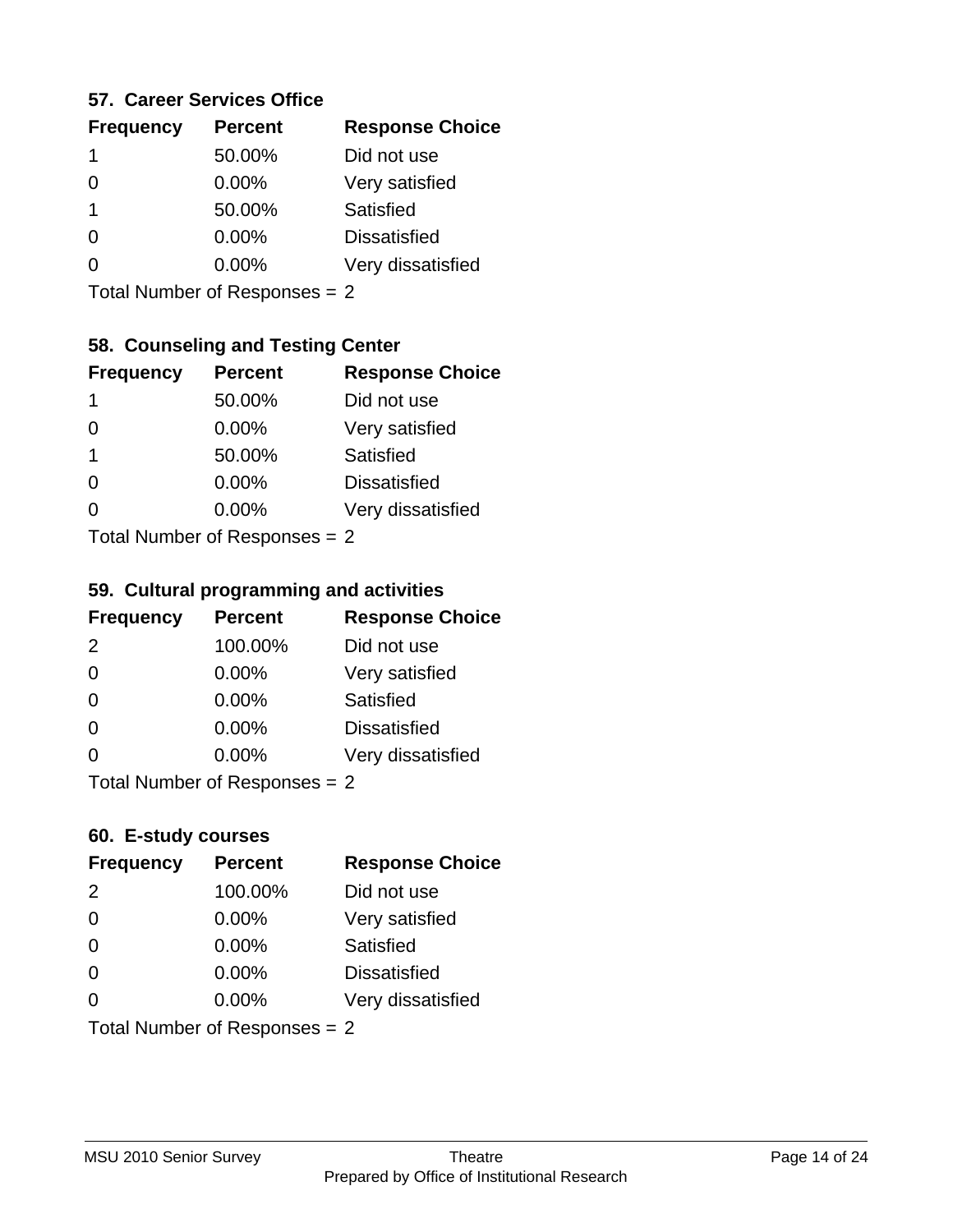### 57. Career Services Office

| Frequency | Percent | Response Choice |
|---|---|---|
| 1 | 50.00% | Did not use |
| 0 | 0.00% | Very satisfied |
| 1 | 50.00% | Satisfied |
| 0 | 0.00% | Dissatisfied |
| 0 | 0.00% | Very dissatisfied |

Total Number of Responses = 2

### 58. Counseling and Testing Center

| Frequency | Percent | Response Choice |
|---|---|---|
| 1 | 50.00% | Did not use |
| 0 | 0.00% | Very satisfied |
| 1 | 50.00% | Satisfied |
| 0 | 0.00% | Dissatisfied |
| 0 | 0.00% | Very dissatisfied |

Total Number of Responses = 2

### 59. Cultural programming and activities

| Frequency | Percent | Response Choice |
|---|---|---|
| 2 | 100.00% | Did not use |
| 0 | 0.00% | Very satisfied |
| 0 | 0.00% | Satisfied |
| 0 | 0.00% | Dissatisfied |
| 0 | 0.00% | Very dissatisfied |

Total Number of Responses = 2

### 60. E-study courses

| Frequency | Percent | Response Choice |
|---|---|---|
| 2 | 100.00% | Did not use |
| 0 | 0.00% | Very satisfied |
| 0 | 0.00% | Satisfied |
| 0 | 0.00% | Dissatisfied |
| 0 | 0.00% | Very dissatisfied |

Total Number of Responses = 2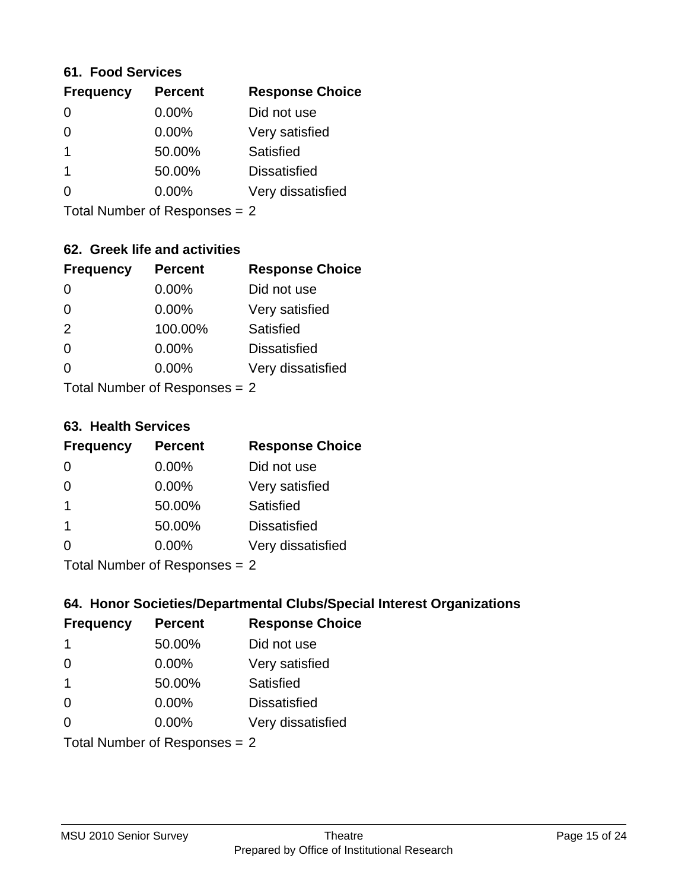### 61. Food Services

| Frequency | Percent | Response Choice |
|---|---|---|
| 0 | 0.00% | Did not use |
| 0 | 0.00% | Very satisfied |
| 1 | 50.00% | Satisfied |
| 1 | 50.00% | Dissatisfied |
| 0 | 0.00% | Very dissatisfied |

Total Number of Responses = 2

### 62. Greek life and activities

| Frequency | Percent | Response Choice |
|---|---|---|
| 0 | 0.00% | Did not use |
| 0 | 0.00% | Very satisfied |
| 2 | 100.00% | Satisfied |
| 0 | 0.00% | Dissatisfied |
| 0 | 0.00% | Very dissatisfied |

Total Number of Responses = 2

### 63. Health Services

| Frequency | Percent | Response Choice |
|---|---|---|
| 0 | 0.00% | Did not use |
| 0 | 0.00% | Very satisfied |
| 1 | 50.00% | Satisfied |
| 1 | 50.00% | Dissatisfied |
| 0 | 0.00% | Very dissatisfied |

Total Number of Responses = 2

### 64. Honor Societies/Departmental Clubs/Special Interest Organizations

| Frequency | Percent | Response Choice |
|---|---|---|
| 1 | 50.00% | Did not use |
| 0 | 0.00% | Very satisfied |
| 1 | 50.00% | Satisfied |
| 0 | 0.00% | Dissatisfied |
| 0 | 0.00% | Very dissatisfied |

Total Number of Responses = 2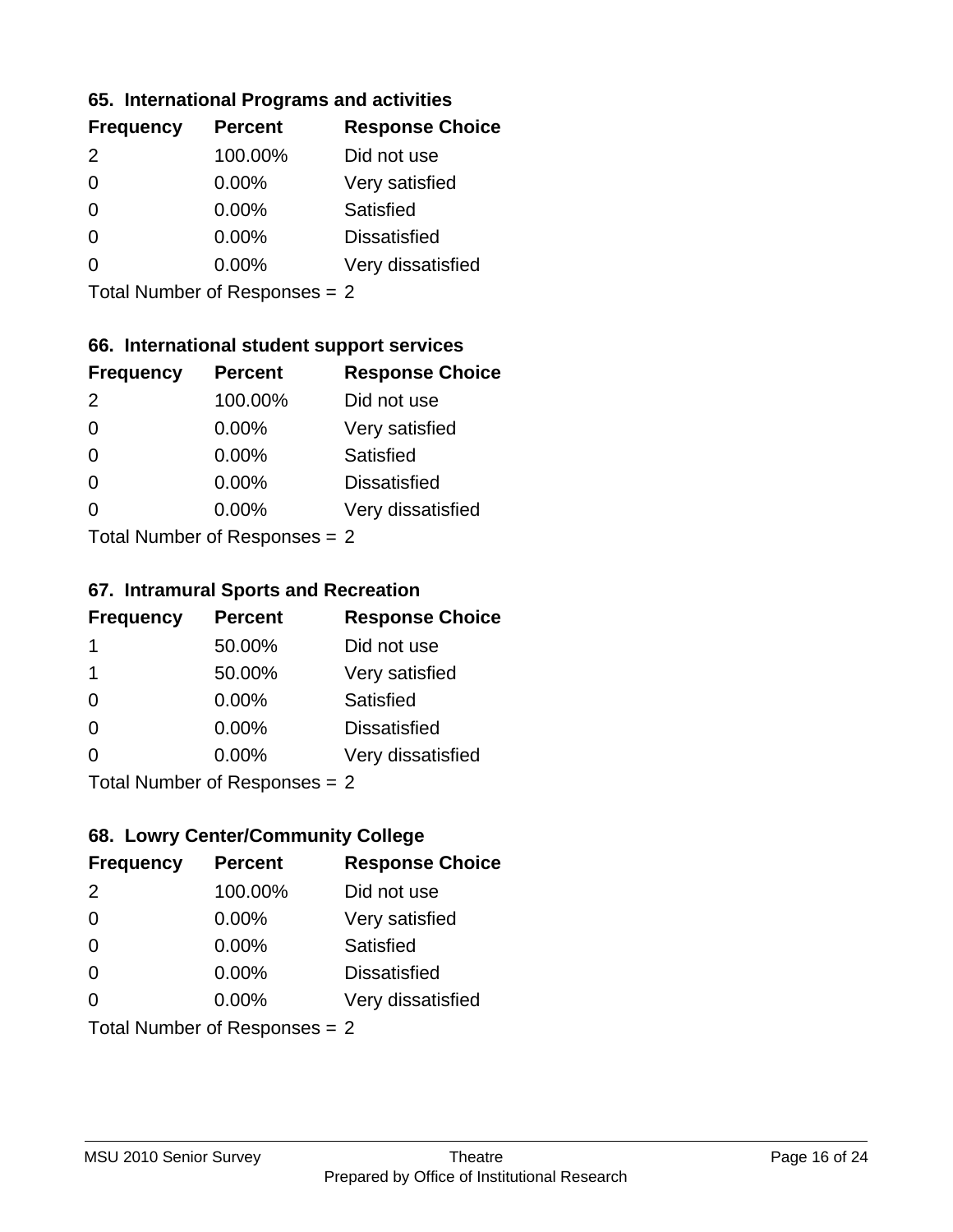### 65. International Programs and activities

| Frequency | Percent | Response Choice |
|---|---|---|
| 2 | 100.00% | Did not use |
| 0 | 0.00% | Very satisfied |
| 0 | 0.00% | Satisfied |
| 0 | 0.00% | Dissatisfied |
| 0 | 0.00% | Very dissatisfied |

Total Number of Responses = 2

### 66. International student support services

| Frequency | Percent | Response Choice |
|---|---|---|
| 2 | 100.00% | Did not use |
| 0 | 0.00% | Very satisfied |
| 0 | 0.00% | Satisfied |
| 0 | 0.00% | Dissatisfied |
| 0 | 0.00% | Very dissatisfied |

Total Number of Responses = 2

### 67. Intramural Sports and Recreation

| Frequency | Percent | Response Choice |
|---|---|---|
| 1 | 50.00% | Did not use |
| 1 | 50.00% | Very satisfied |
| 0 | 0.00% | Satisfied |
| 0 | 0.00% | Dissatisfied |
| 0 | 0.00% | Very dissatisfied |

Total Number of Responses = 2

### 68. Lowry Center/Community College

| Frequency | Percent | Response Choice |
|---|---|---|
| 2 | 100.00% | Did not use |
| 0 | 0.00% | Very satisfied |
| 0 | 0.00% | Satisfied |
| 0 | 0.00% | Dissatisfied |
| 0 | 0.00% | Very dissatisfied |

Total Number of Responses = 2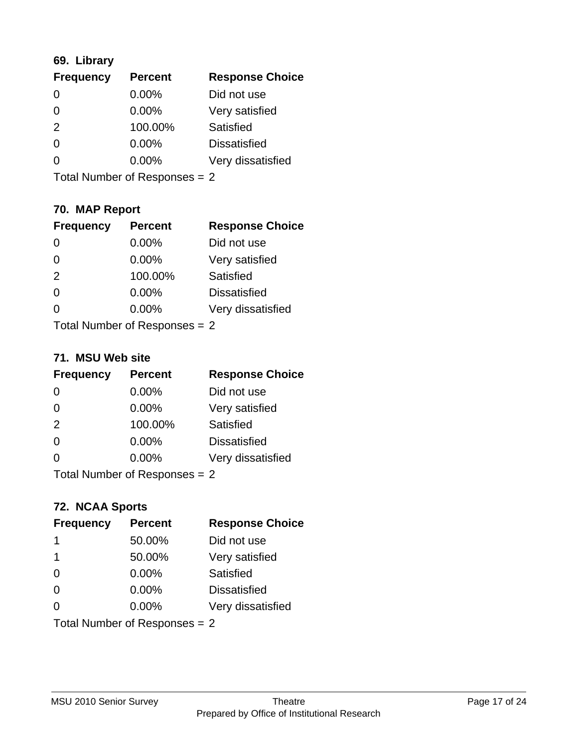### 69. Library

| Frequency | Percent | Response Choice |
|---|---|---|
| 0 | 0.00% | Did not use |
| 0 | 0.00% | Very satisfied |
| 2 | 100.00% | Satisfied |
| 0 | 0.00% | Dissatisfied |
| 0 | 0.00% | Very dissatisfied |

Total Number of Responses = 2

### 70. MAP Report

| Frequency | Percent | Response Choice |
|---|---|---|
| 0 | 0.00% | Did not use |
| 0 | 0.00% | Very satisfied |
| 2 | 100.00% | Satisfied |
| 0 | 0.00% | Dissatisfied |
| 0 | 0.00% | Very dissatisfied |

Total Number of Responses = 2

### 71. MSU Web site

| Frequency | Percent | Response Choice |
|---|---|---|
| 0 | 0.00% | Did not use |
| 0 | 0.00% | Very satisfied |
| 2 | 100.00% | Satisfied |
| 0 | 0.00% | Dissatisfied |
| 0 | 0.00% | Very dissatisfied |

Total Number of Responses = 2

### 72. NCAA Sports

| Frequency | Percent | Response Choice |
|---|---|---|
| 1 | 50.00% | Did not use |
| 1 | 50.00% | Very satisfied |
| 0 | 0.00% | Satisfied |
| 0 | 0.00% | Dissatisfied |
| 0 | 0.00% | Very dissatisfied |

Total Number of Responses = 2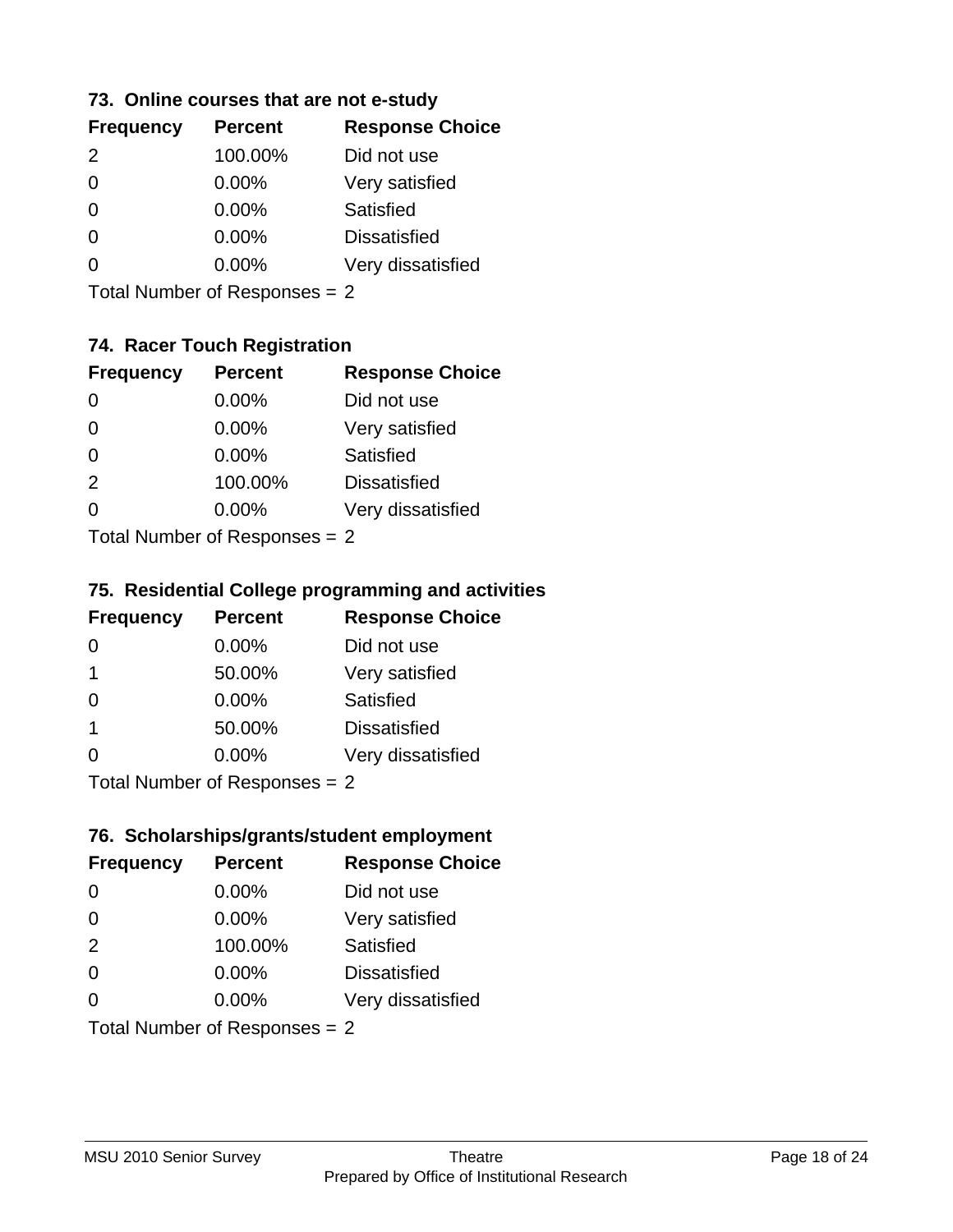### 73. Online courses that are not e-study

| Frequency | Percent | Response Choice |
|---|---|---|
| 2 | 100.00% | Did not use |
| 0 | 0.00% | Very satisfied |
| 0 | 0.00% | Satisfied |
| 0 | 0.00% | Dissatisfied |
| 0 | 0.00% | Very dissatisfied |

Total Number of Responses = 2

### 74. Racer Touch Registration

| Frequency | Percent | Response Choice |
|---|---|---|
| 0 | 0.00% | Did not use |
| 0 | 0.00% | Very satisfied |
| 0 | 0.00% | Satisfied |
| 2 | 100.00% | Dissatisfied |
| 0 | 0.00% | Very dissatisfied |

Total Number of Responses = 2

### 75. Residential College programming and activities

| Frequency | Percent | Response Choice |
|---|---|---|
| 0 | 0.00% | Did not use |
| 1 | 50.00% | Very satisfied |
| 0 | 0.00% | Satisfied |
| 1 | 50.00% | Dissatisfied |
| 0 | 0.00% | Very dissatisfied |

Total Number of Responses = 2

### 76. Scholarships/grants/student employment

| Frequency | Percent | Response Choice |
|---|---|---|
| 0 | 0.00% | Did not use |
| 0 | 0.00% | Very satisfied |
| 2 | 100.00% | Satisfied |
| 0 | 0.00% | Dissatisfied |
| 0 | 0.00% | Very dissatisfied |

Total Number of Responses = 2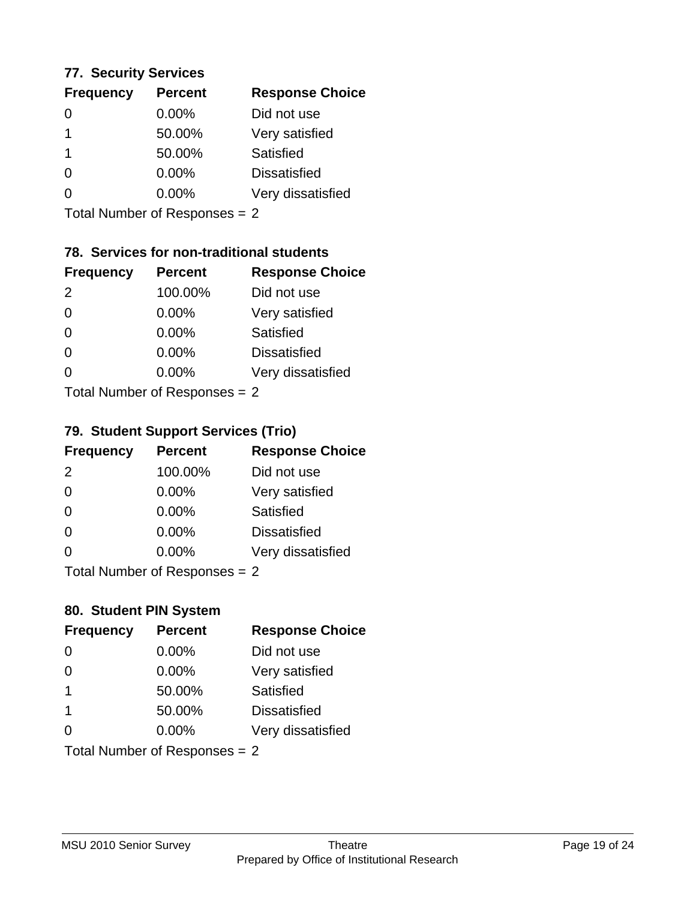### 77. Security Services

| Frequency | Percent | Response Choice |
|---|---|---|
| 0 | 0.00% | Did not use |
| 1 | 50.00% | Very satisfied |
| 1 | 50.00% | Satisfied |
| 0 | 0.00% | Dissatisfied |
| 0 | 0.00% | Very dissatisfied |

Total Number of Responses = 2

### 78. Services for non-traditional students

| Frequency | Percent | Response Choice |
|---|---|---|
| 2 | 100.00% | Did not use |
| 0 | 0.00% | Very satisfied |
| 0 | 0.00% | Satisfied |
| 0 | 0.00% | Dissatisfied |
| 0 | 0.00% | Very dissatisfied |

Total Number of Responses = 2

### 79. Student Support Services (Trio)

| Frequency | Percent | Response Choice |
|---|---|---|
| 2 | 100.00% | Did not use |
| 0 | 0.00% | Very satisfied |
| 0 | 0.00% | Satisfied |
| 0 | 0.00% | Dissatisfied |
| 0 | 0.00% | Very dissatisfied |

Total Number of Responses = 2

### 80. Student PIN System

| Frequency | Percent | Response Choice |
|---|---|---|
| 0 | 0.00% | Did not use |
| 0 | 0.00% | Very satisfied |
| 1 | 50.00% | Satisfied |
| 1 | 50.00% | Dissatisfied |
| 0 | 0.00% | Very dissatisfied |

Total Number of Responses = 2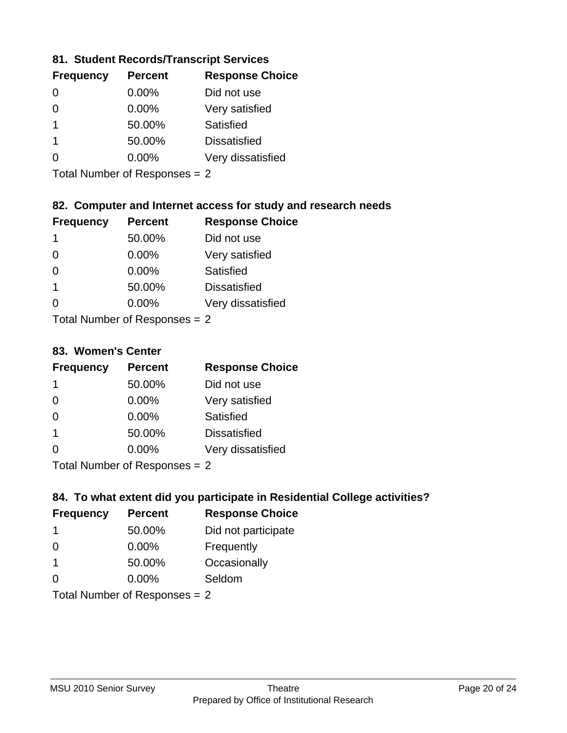### 81. Student Records/Transcript Services

| Frequency | Percent | Response Choice |
|---|---|---|
| 0 | 0.00% | Did not use |
| 0 | 0.00% | Very satisfied |
| 1 | 50.00% | Satisfied |
| 1 | 50.00% | Dissatisfied |
| 0 | 0.00% | Very dissatisfied |

Total Number of Responses = 2

### 82. Computer and Internet access for study and research needs

| Frequency | Percent | Response Choice |
|---|---|---|
| 1 | 50.00% | Did not use |
| 0 | 0.00% | Very satisfied |
| 0 | 0.00% | Satisfied |
| 1 | 50.00% | Dissatisfied |
| 0 | 0.00% | Very dissatisfied |

Total Number of Responses = 2

### 83. Women's Center

| Frequency | Percent | Response Choice |
|---|---|---|
| 1 | 50.00% | Did not use |
| 0 | 0.00% | Very satisfied |
| 0 | 0.00% | Satisfied |
| 1 | 50.00% | Dissatisfied |
| 0 | 0.00% | Very dissatisfied |

Total Number of Responses = 2

### 84. To what extent did you participate in Residential College activities?

| Frequency | Percent | Response Choice |
|---|---|---|
| 1 | 50.00% | Did not participate |
| 0 | 0.00% | Frequently |
| 1 | 50.00% | Occasionally |
| 0 | 0.00% | Seldom |

Total Number of Responses = 2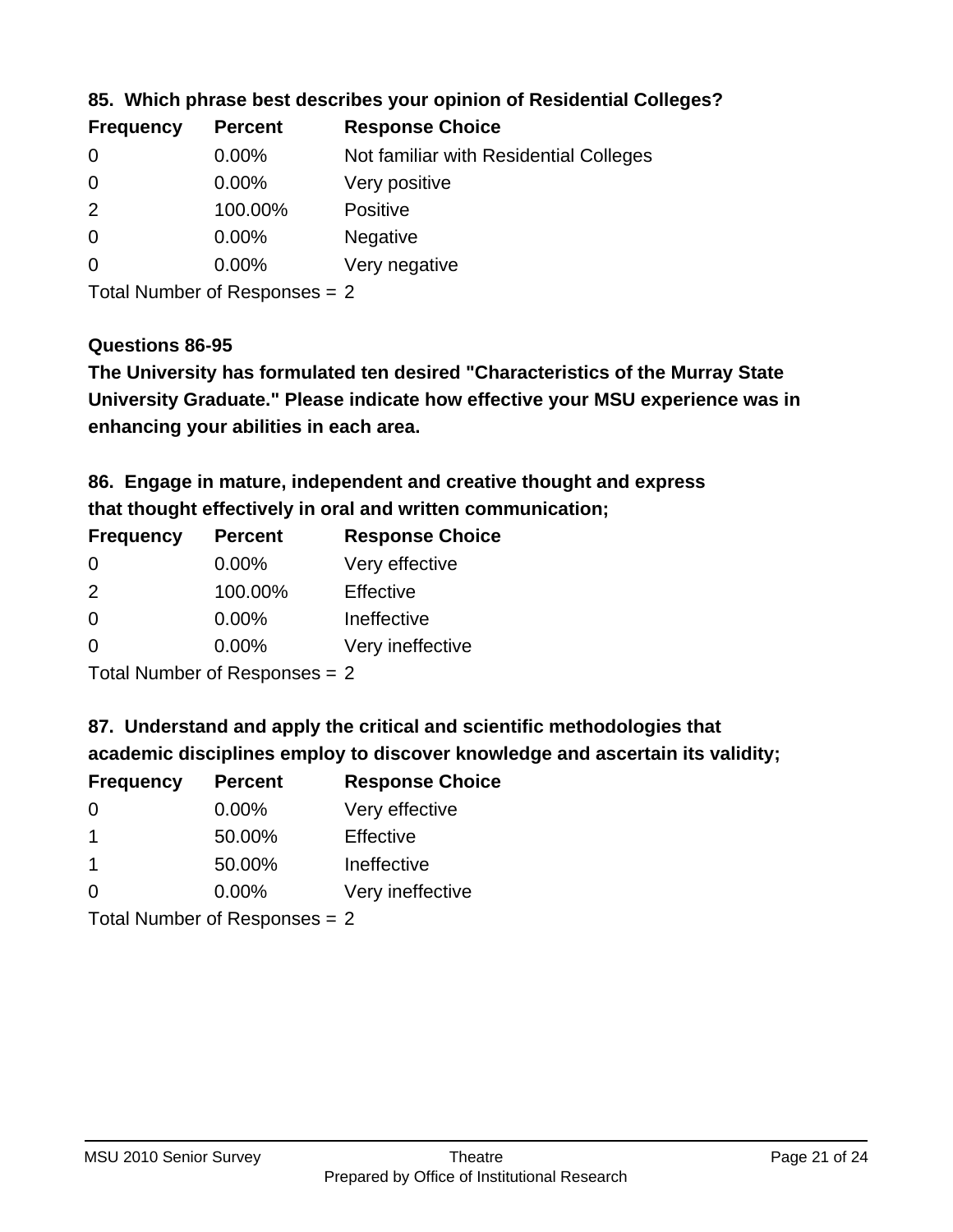**85. Which phrase best describes your opinion of Residential Colleges?**

| Frequency | Percent | Response Choice |
|---|---|---|
| 0 | 0.00% | Not familiar with Residential Colleges |
| 0 | 0.00% | Very positive |
| 2 | 100.00% | Positive |
| 0 | 0.00% | Negative |
| 0 | 0.00% | Very negative |

Total Number of Responses = 2

**Questions 86-95**

**The University has formulated ten desired "Characteristics of the Murray State University Graduate." Please indicate how effective your MSU experience was in enhancing your abilities in each area.**

**86. Engage in mature, independent and creative thought and express that thought effectively in oral and written communication;**

| Frequency | Percent | Response Choice |
|---|---|---|
| 0 | 0.00% | Very effective |
| 2 | 100.00% | Effective |
| 0 | 0.00% | Ineffective |
| 0 | 0.00% | Very ineffective |

Total Number of Responses = 2

**87. Understand and apply the critical and scientific methodologies that academic disciplines employ to discover knowledge and ascertain its validity;**

| Frequency | Percent | Response Choice |
|---|---|---|
| 0 | 0.00% | Very effective |
| 1 | 50.00% | Effective |
| 1 | 50.00% | Ineffective |
| 0 | 0.00% | Very ineffective |

Total Number of Responses = 2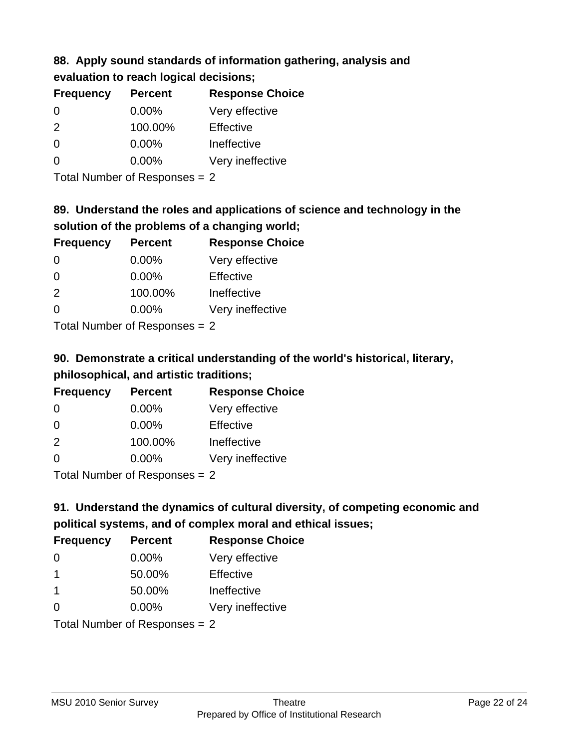**88. Apply sound standards of information gathering, analysis and evaluation to reach logical decisions;**

| Frequency | Percent | Response Choice |
|---|---|---|
| 0 | 0.00% | Very effective |
| 2 | 100.00% | Effective |
| 0 | 0.00% | Ineffective |
| 0 | 0.00% | Very ineffective |

Total Number of Responses = 2

**89. Understand the roles and applications of science and technology in the solution of the problems of a changing world;**

| Frequency | Percent | Response Choice |
|---|---|---|
| 0 | 0.00% | Very effective |
| 0 | 0.00% | Effective |
| 2 | 100.00% | Ineffective |
| 0 | 0.00% | Very ineffective |

Total Number of Responses = 2

**90. Demonstrate a critical understanding of the world's historical, literary, philosophical, and artistic traditions;**

| Frequency | Percent | Response Choice |
|---|---|---|
| 0 | 0.00% | Very effective |
| 0 | 0.00% | Effective |
| 2 | 100.00% | Ineffective |
| 0 | 0.00% | Very ineffective |

Total Number of Responses = 2

**91. Understand the dynamics of cultural diversity, of competing economic and political systems, and of complex moral and ethical issues;**

| Frequency | Percent | Response Choice |
|---|---|---|
| 0 | 0.00% | Very effective |
| 1 | 50.00% | Effective |
| 1 | 50.00% | Ineffective |
| 0 | 0.00% | Very ineffective |

Total Number of Responses = 2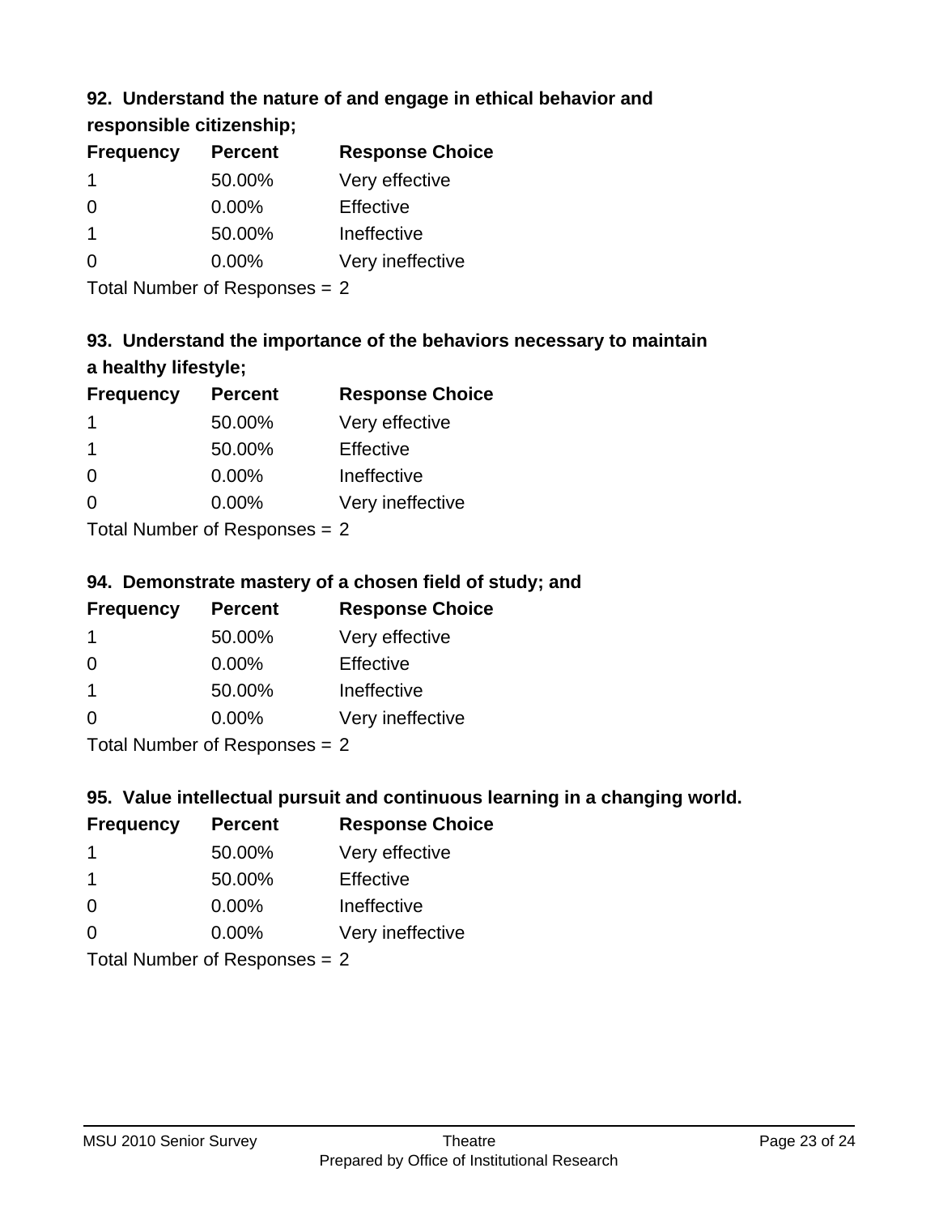### 92. Understand the nature of and engage in ethical behavior and responsible citizenship;

| Frequency | Percent | Response Choice |
|---|---|---|
| 1 | 50.00% | Very effective |
| 0 | 0.00% | Effective |
| 1 | 50.00% | Ineffective |
| 0 | 0.00% | Very ineffective |

Total Number of Responses = 2

### 93. Understand the importance of the behaviors necessary to maintain a healthy lifestyle;

| Frequency | Percent | Response Choice |
|---|---|---|
| 1 | 50.00% | Very effective |
| 1 | 50.00% | Effective |
| 0 | 0.00% | Ineffective |
| 0 | 0.00% | Very ineffective |

Total Number of Responses = 2

### 94. Demonstrate mastery of a chosen field of study; and

| Frequency | Percent | Response Choice |
|---|---|---|
| 1 | 50.00% | Very effective |
| 0 | 0.00% | Effective |
| 1 | 50.00% | Ineffective |
| 0 | 0.00% | Very ineffective |

Total Number of Responses = 2

### 95. Value intellectual pursuit and continuous learning in a changing world.

| Frequency | Percent | Response Choice |
|---|---|---|
| 1 | 50.00% | Very effective |
| 1 | 50.00% | Effective |
| 0 | 0.00% | Ineffective |
| 0 | 0.00% | Very ineffective |

Total Number of Responses = 2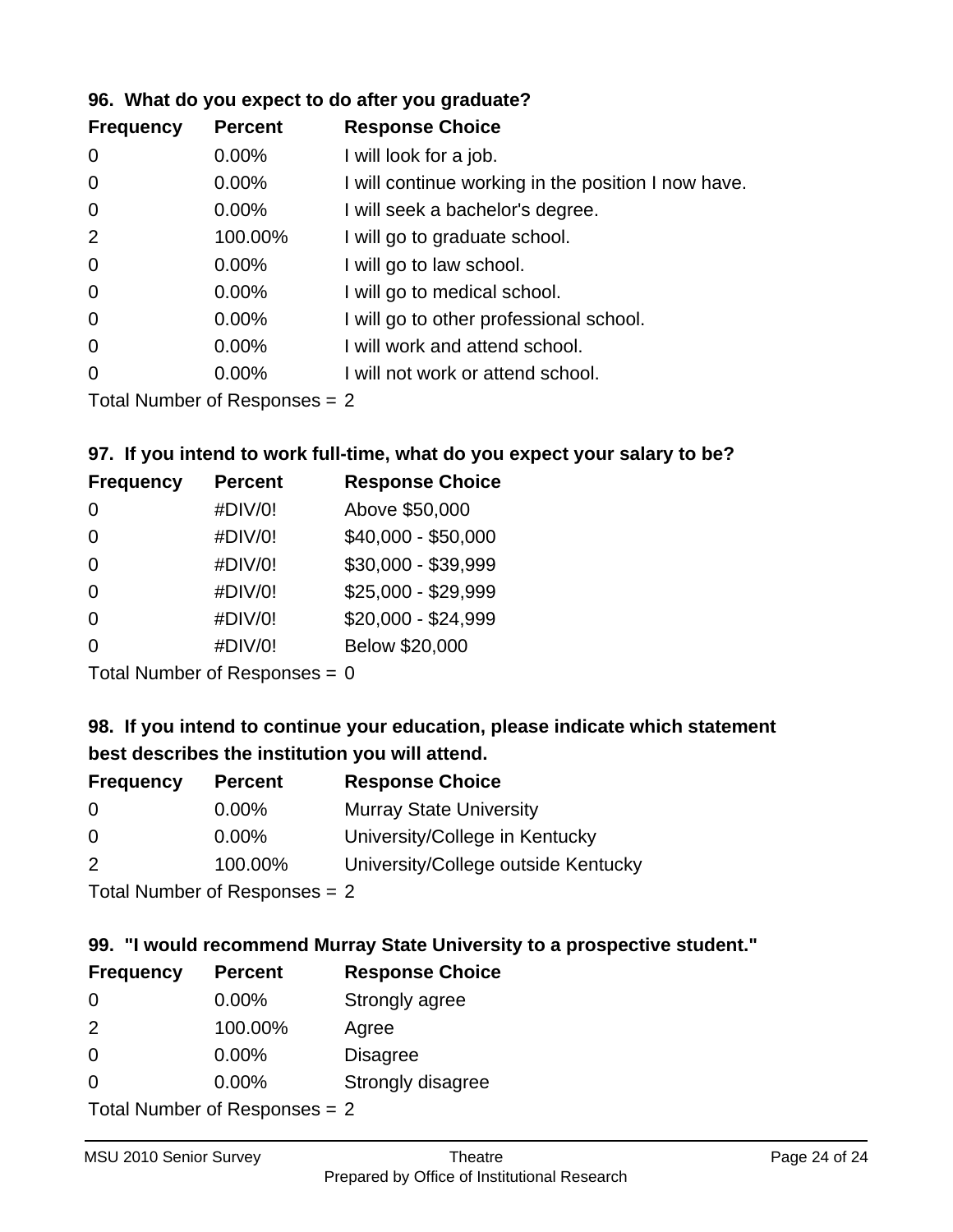### 96. What do you expect to do after you graduate?

| Frequency | Percent | Response Choice |
|---|---|---|
| 0 | 0.00% | I will look for a job. |
| 0 | 0.00% | I will continue working in the position I now have. |
| 0 | 0.00% | I will seek a bachelor's degree. |
| 2 | 100.00% | I will go to graduate school. |
| 0 | 0.00% | I will go to law school. |
| 0 | 0.00% | I will go to medical school. |
| 0 | 0.00% | I will go to other professional school. |
| 0 | 0.00% | I will work and attend school. |
| 0 | 0.00% | I will not work or attend school. |

Total Number of Responses = 2

### 97. If you intend to work full-time, what do you expect your salary to be?

| Frequency | Percent | Response Choice |
|---|---|---|
| 0 | #DIV/0! | Above $50,000 |
| 0 | #DIV/0! | $40,000 - $50,000 |
| 0 | #DIV/0! | $30,000 - $39,999 |
| 0 | #DIV/0! | $25,000 - $29,999 |
| 0 | #DIV/0! | $20,000 - $24,999 |
| 0 | #DIV/0! | Below $20,000 |

Total Number of Responses = 0

### 98. If you intend to continue your education, please indicate which statement best describes the institution you will attend.

| Frequency | Percent | Response Choice |
|---|---|---|
| 0 | 0.00% | Murray State University |
| 0 | 0.00% | University/College in Kentucky |
| 2 | 100.00% | University/College outside Kentucky |

Total Number of Responses = 2

### 99. "I would recommend Murray State University to a prospective student."

| Frequency | Percent | Response Choice |
|---|---|---|
| 0 | 0.00% | Strongly agree |
| 2 | 100.00% | Agree |
| 0 | 0.00% | Disagree |
| 0 | 0.00% | Strongly disagree |

Total Number of Responses = 2